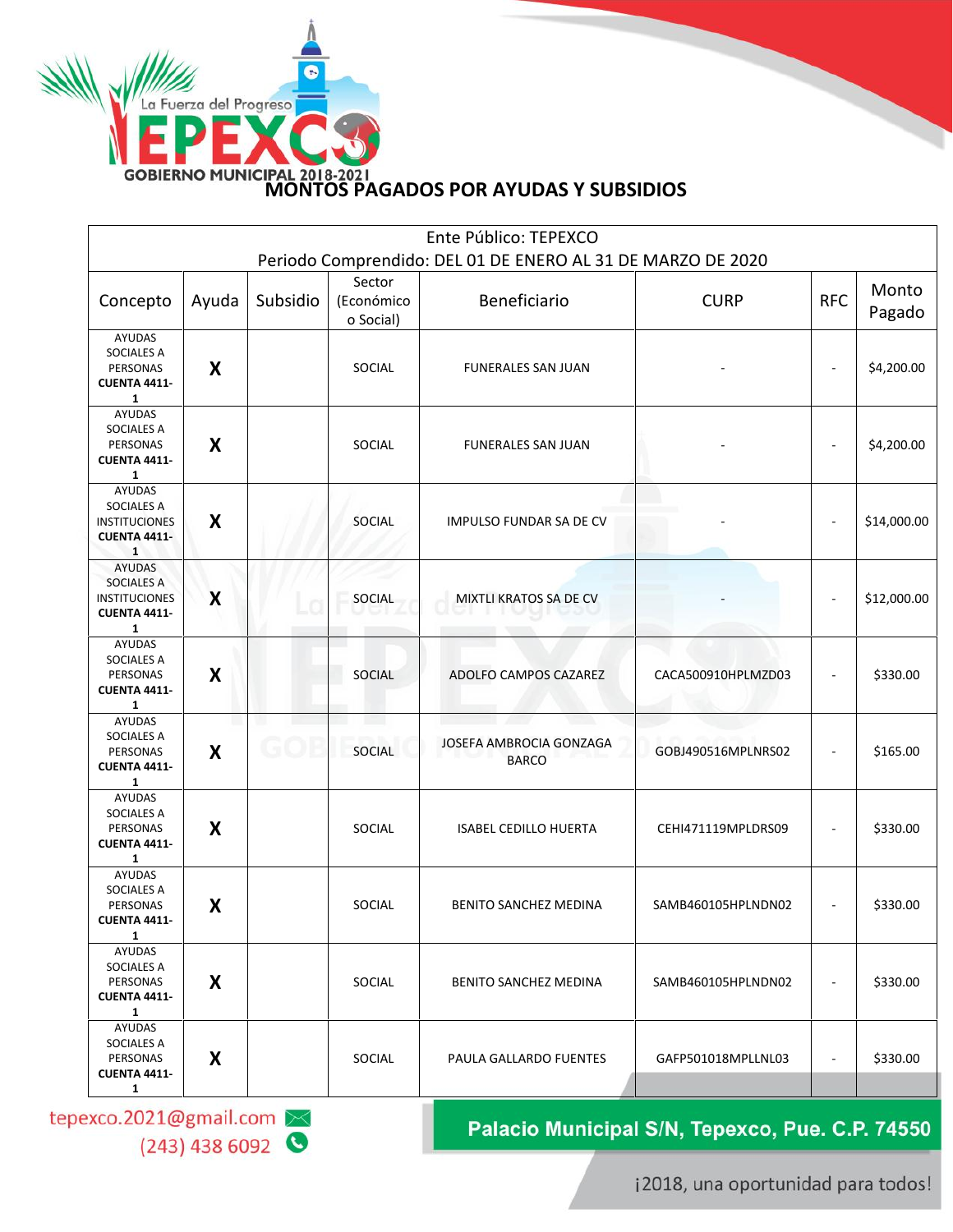# MONTOS PAGADOS POR AYUDAS Y SUBSIDIOS

| Ente Público: TEPEXCO<br>Periodo Comprendido: DEL 01 DE ENERO AL 31 DE MARZO DE 2020 | | | | | | | |
|---|---|---|---|---|---|---|---|
| Concepto | Ayuda | Subsidio | Sector (Económico o Social) | Beneficiario | CURP | RFC | Monto Pagado |
| AYUDAS SOCIALES A PERSONAS **CUENTA 4411-1** | X | | SOCIAL | FUNERALES SAN JUAN | - | - | $4,200.00 |
| AYUDAS SOCIALES A PERSONAS **CUENTA 4411-1** | X | | SOCIAL | FUNERALES SAN JUAN | - | - | $4,200.00 |
| AYUDAS SOCIALES A INSTITUCIONES **CUENTA 4411-1** | X | | SOCIAL | IMPULSO FUNDAR SA DE CV | - | - | $14,000.00 |
| AYUDAS SOCIALES A INSTITUCIONES **CUENTA 4411-1** | X | | SOCIAL | MIXTLI KRATOS SA DE CV | - | - | $12,000.00 |
| AYUDAS SOCIALES A PERSONAS **CUENTA 4411-1** | X | | SOCIAL | ADOLFO CAMPOS CAZAREZ | CACA500910HPLMZD03 | - | $330.00 |
| AYUDAS SOCIALES A PERSONAS **CUENTA 4411-1** | X | | SOCIAL | JOSEFA AMBROCIA GONZAGA BARCO | GOBJ490516MPLNRS02 | - | $165.00 |
| AYUDAS SOCIALES A PERSONAS **CUENTA 4411-1** | X | | SOCIAL | ISABEL CEDILLO HUERTA | CEHI471119MPLDRS09 | - | $330.00 |
| AYUDAS SOCIALES A PERSONAS **CUENTA 4411-1** | X | | SOCIAL | BENITO SANCHEZ MEDINA | SAMB460105HPLNDN02 | - | $330.00 |
| AYUDAS SOCIALES A PERSONAS **CUENTA 4411-1** | X | | SOCIAL | BENITO SANCHEZ MEDINA | SAMB460105HPLNDN02 | - | $330.00 |
| AYUDAS SOCIALES A PERSONAS **CUENTA 4411-1** | X | | SOCIAL | PAULA GALLARDO FUENTES | GAFP501018MPLLNL03 | - | $330.00 |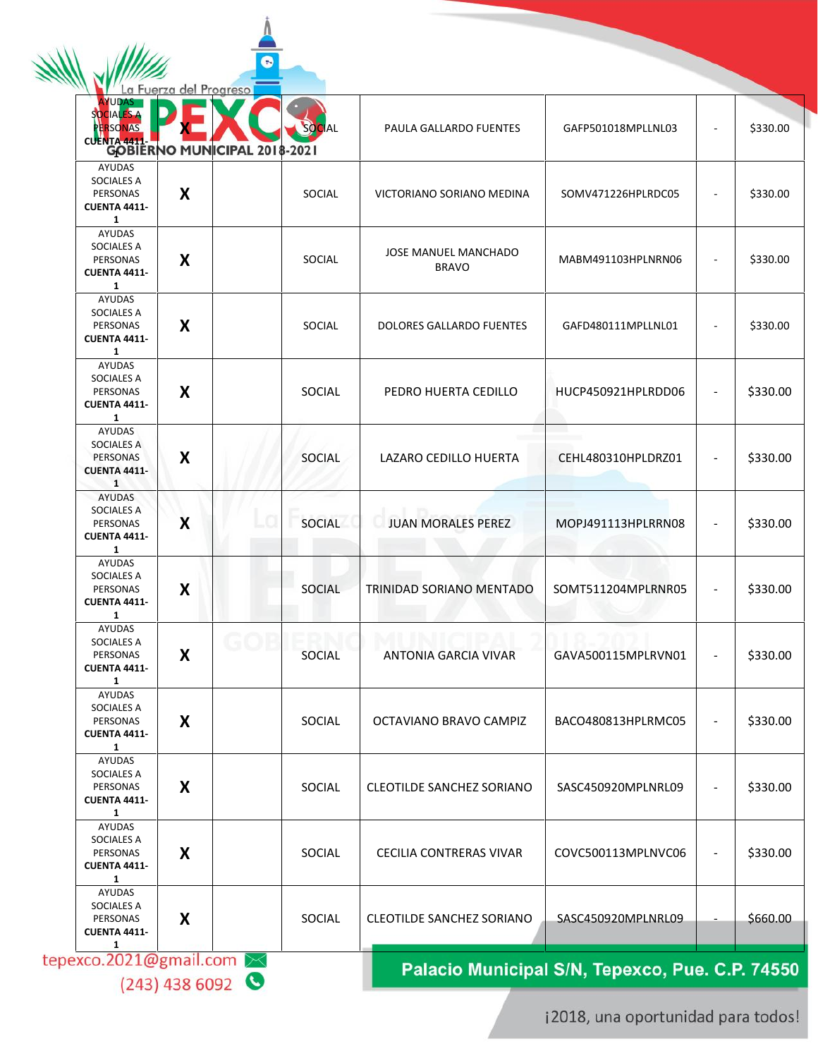| | | | | | | | |
|---|---|---|---|---|---|---|---|
| AYUDAS SOCIALES A PERSONAS **CUENTA 4411-1** | **X** | | SOCIAL | PAULA GALLARDO FUENTES | GAFP501018MPLLNL03 | - | $330.00 |
| AYUDAS SOCIALES A PERSONAS **CUENTA 4411-1** | **X** | | SOCIAL | VICTORIANO SORIANO MEDINA | SOMV471226HPLRDC05 | - | $330.00 |
| AYUDAS SOCIALES A PERSONAS **CUENTA 4411-1** | **X** | | SOCIAL | JOSE MANUEL MANCHADO BRAVO | MABM491103HPLNRN06 | - | $330.00 |
| AYUDAS SOCIALES A PERSONAS **CUENTA 4411-1** | **X** | | SOCIAL | DOLORES GALLARDO FUENTES | GAFD480111MPLLNL01 | - | $330.00 |
| AYUDAS SOCIALES A PERSONAS **CUENTA 4411-1** | **X** | | SOCIAL | PEDRO HUERTA CEDILLO | HUCP450921HPLRDD06 | - | $330.00 |
| AYUDAS SOCIALES A PERSONAS **CUENTA 4411-1** | **X** | | SOCIAL | LAZARO CEDILLO HUERTA | CEHL480310HPLDRZ01 | - | $330.00 |
| AYUDAS SOCIALES A PERSONAS **CUENTA 4411-1** | **X** | | SOCIAL | JUAN MORALES PEREZ | MOPJ491113HPLRRN08 | - | $330.00 |
| AYUDAS SOCIALES A PERSONAS **CUENTA 4411-1** | **X** | | SOCIAL | TRINIDAD SORIANO MENTADO | SOMT511204MPLRNR05 | - | $330.00 |
| AYUDAS SOCIALES A PERSONAS **CUENTA 4411-1** | **X** | | SOCIAL | ANTONIA GARCIA VIVAR | GAVA500115MPLRVN01 | - | $330.00 |
| AYUDAS SOCIALES A PERSONAS **CUENTA 4411-1** | **X** | | SOCIAL | OCTAVIANO BRAVO CAMPIZ | BACO480813HPLRMC05 | - | $330.00 |
| AYUDAS SOCIALES A PERSONAS **CUENTA 4411-1** | **X** | | SOCIAL | CLEOTILDE SANCHEZ SORIANO | SASC450920MPLNRL09 | - | $330.00 |
| AYUDAS SOCIALES A PERSONAS **CUENTA 4411-1** | **X** | | SOCIAL | CECILIA CONTRERAS VIVAR | COVC500113MPLNVC06 | - | $330.00 |
| AYUDAS SOCIALES A PERSONAS **CUENTA 4411-1** | **X** | | SOCIAL | CLEOTILDE SANCHEZ SORIANO | SASC450920MPLNRL09 | - | $660.00 |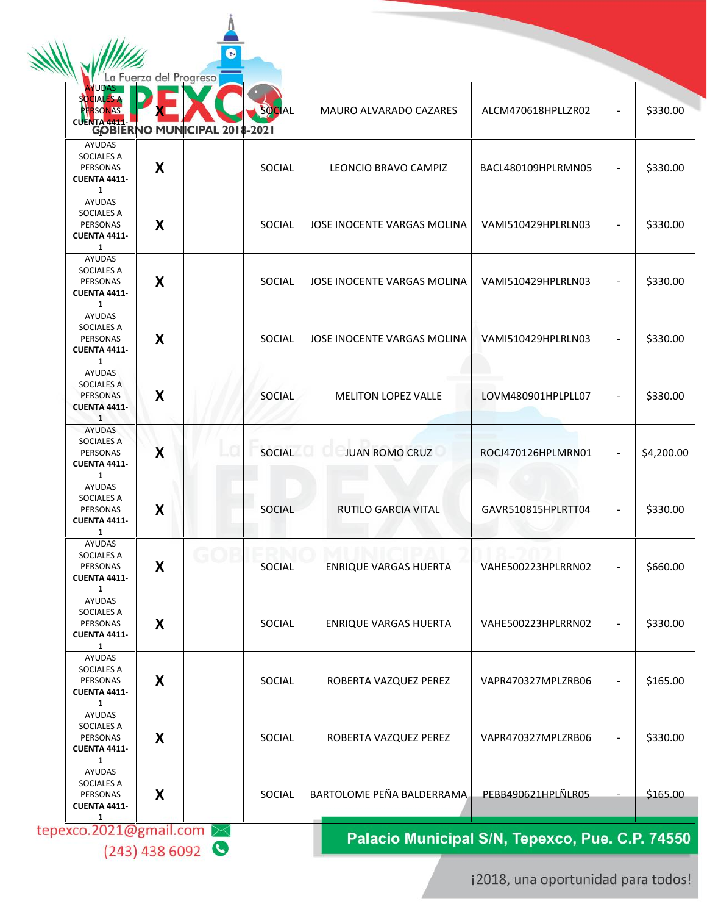| | | | | | | | |
|---|---|---|---|---|---|---|---|
| AYUDAS SOCIALES A PERSONAS **CUENTA 4411-1** | **X** | | SOCIAL | MAURO ALVARADO CAZARES | ALCM470618HPLLZR02 | - | $330.00 |
| AYUDAS SOCIALES A PERSONAS **CUENTA 4411-1** | **X** | | SOCIAL | LEONCIO BRAVO CAMPIZ | BACL480109HPLRMN05 | - | $330.00 |
| AYUDAS SOCIALES A PERSONAS **CUENTA 4411-1** | **X** | | SOCIAL | JOSE INOCENTE VARGAS MOLINA | VAMI510429HPLRLN03 | - | $330.00 |
| AYUDAS SOCIALES A PERSONAS **CUENTA 4411-1** | **X** | | SOCIAL | JOSE INOCENTE VARGAS MOLINA | VAMI510429HPLRLN03 | - | $330.00 |
| AYUDAS SOCIALES A PERSONAS **CUENTA 4411-1** | **X** | | SOCIAL | JOSE INOCENTE VARGAS MOLINA | VAMI510429HPLRLN03 | - | $330.00 |
| AYUDAS SOCIALES A PERSONAS **CUENTA 4411-1** | **X** | | SOCIAL | MELITON LOPEZ VALLE | LOVM480901HPLPLL07 | - | $330.00 |
| AYUDAS SOCIALES A PERSONAS **CUENTA 4411-1** | **X** | | SOCIAL | JUAN ROMO CRUZ | ROCJ470126HPLMRN01 | - | $4,200.00 |
| AYUDAS SOCIALES A PERSONAS **CUENTA 4411-1** | **X** | | SOCIAL | RUTILO GARCIA VITAL | GAVR510815HPLRTT04 | - | $330.00 |
| AYUDAS SOCIALES A PERSONAS **CUENTA 4411-1** | **X** | | SOCIAL | ENRIQUE VARGAS HUERTA | VAHE500223HPLRRN02 | - | $660.00 |
| AYUDAS SOCIALES A PERSONAS **CUENTA 4411-1** | **X** | | SOCIAL | ENRIQUE VARGAS HUERTA | VAHE500223HPLRRN02 | - | $330.00 |
| AYUDAS SOCIALES A PERSONAS **CUENTA 4411-1** | **X** | | SOCIAL | ROBERTA VAZQUEZ PEREZ | VAPR470327MPLZRB06 | - | $165.00 |
| AYUDAS SOCIALES A PERSONAS **CUENTA 4411-1** | **X** | | SOCIAL | ROBERTA VAZQUEZ PEREZ | VAPR470327MPLZRB06 | - | $330.00 |
| AYUDAS SOCIALES A PERSONAS **CUENTA 4411-1** | **X** | | SOCIAL | BARTOLOME PEÑA BALDERRAMA | PEBB490621HPLÑLR05 | - | $165.00 |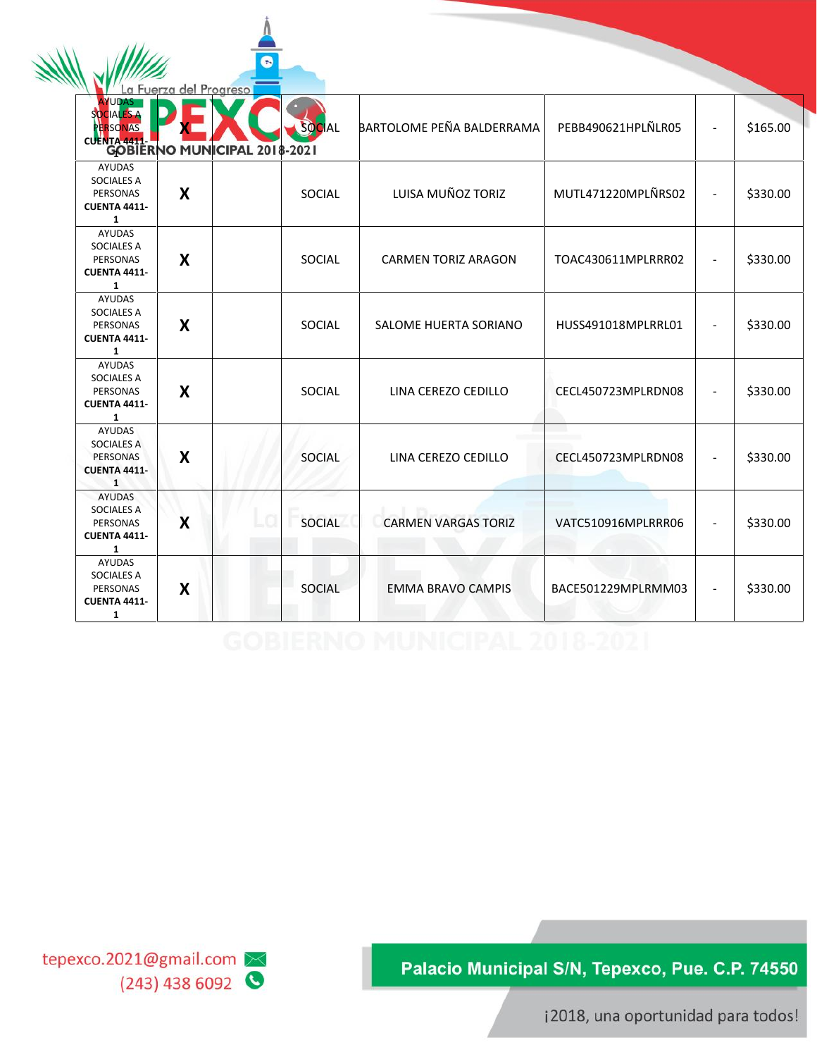| | | | | | | | |
|---|---|---|---|---|---|---|---|
| AYUDAS SOCIALES A PERSONAS **CUENTA 4411-1** | **X** | | SOCIAL | BARTOLOME PEÑA BALDERRAMA | PEBB490621HPLÑLR05 | - | $165.00 |
| AYUDAS SOCIALES A PERSONAS **CUENTA 4411-1** | **X** | | SOCIAL | LUISA MUÑOZ TORIZ | MUTL471220MPLÑRS02 | - | $330.00 |
| AYUDAS SOCIALES A PERSONAS **CUENTA 4411-1** | **X** | | SOCIAL | CARMEN TORIZ ARAGON | TOAC430611MPLRRR02 | - | $330.00 |
| AYUDAS SOCIALES A PERSONAS **CUENTA 4411-1** | **X** | | SOCIAL | SALOME HUERTA SORIANO | HUSS491018MPLRRL01 | - | $330.00 |
| AYUDAS SOCIALES A PERSONAS **CUENTA 4411-1** | **X** | | SOCIAL | LINA CEREZO CEDILLO | CECL450723MPLRDN08 | - | $330.00 |
| AYUDAS SOCIALES A PERSONAS **CUENTA 4411-1** | **X** | | SOCIAL | LINA CEREZO CEDILLO | CECL450723MPLRDN08 | - | $330.00 |
| AYUDAS SOCIALES A PERSONAS **CUENTA 4411-1** | **X** | | SOCIAL | CARMEN VARGAS TORIZ | VATC510916MPLRRR06 | - | $330.00 |
| AYUDAS SOCIALES A PERSONAS **CUENTA 4411-1** | **X** | | SOCIAL | EMMA BRAVO CAMPIS | BACE501229MPLRMM03 | - | $330.00 |